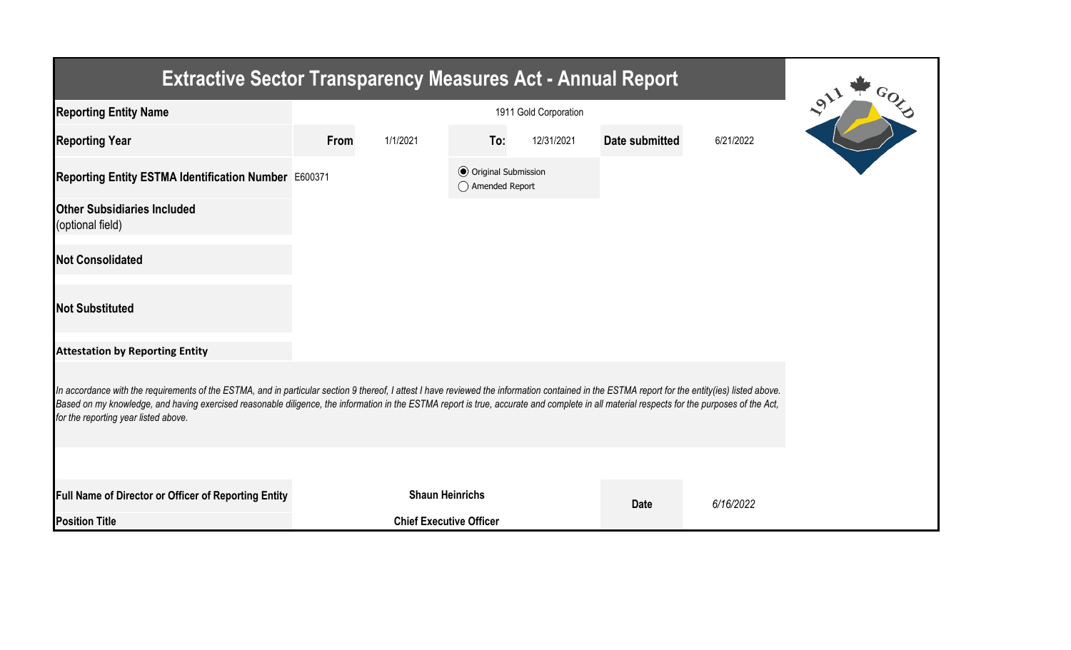# Extractive Sector Transparency Measures Act - Annual Report

| | | | | | | |
|---|---|---|---|---|---|---|
| **Reporting Entity Name** | 1911 Gold Corporation | | | | | |
| **Reporting Year** | **From** | 1/1/2021 | **To:** | 12/31/2021 | **Date submitted** | 6/21/2022 |
| **Reporting Entity ESTMA Identification Number** | E600371 | | ◉ Original Submission ○ Amended Report | | | |
| **Other Subsidiaries Included** (optional field) | | | | | | |
| **Not Consolidated** | | | | | | |
| **Not Substituted** | | | | | | |

**Attestation by Reporting Entity**

*In accordance with the requirements of the ESTMA, and in particular section 9 thereof, I attest I have reviewed the information contained in the ESTMA report for the entity(ies) listed above. Based on my knowledge, and having exercised reasonable diligence, the information in the ESTMA report is true, accurate and complete in all material respects for the purposes of the Act, for the reporting year listed above.*

| | | | |
|---|---|---|---|
| **Full Name of Director or Officer of Reporting Entity** | **Shaun Heinrichs** | **Date** | *6/16/2022* |
| **Position Title** | **Chief Executive Officer** | | |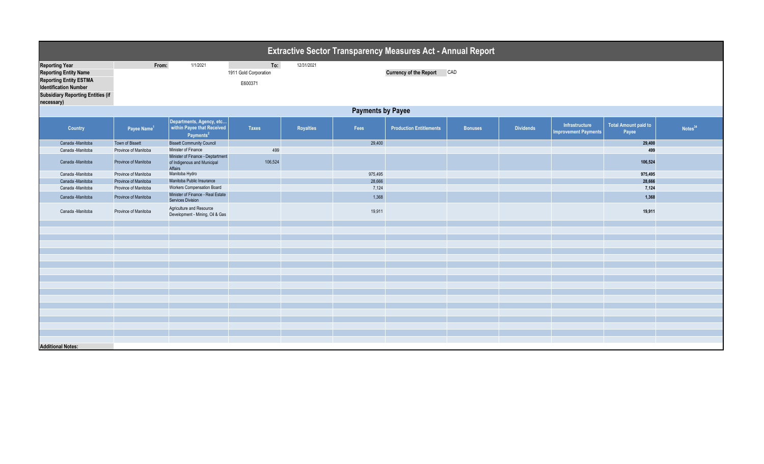# Extractive Sector Transparency Measures Act - Annual Report

| | | | | |
|---|---|---|---|---|
| **Reporting Year** | From: | 1/1/2021 | To: | 12/31/2021 |
| **Reporting Entity Name** | | 1911 Gold Corporation | | |
| **Reporting Entity ESTMA Identification Number** | | E600371 | | |
| **Subsidiary Reporting Entities (if necessary)** | | | | |

**Currency of the Report** CAD

## Payments by Payee

| Country | Payee Name[1] | Departments, Agency, etc... within Payee that Received Payments[2] | Taxes | Royalties | Fees | Production Entitlements | Bonuses | Dividends | Infrastructure Improvement Payments | Total Amount paid to Payee | Notes[34] |
|---|---|---|---|---|---|---|---|---|---|---|---|
| Canada -Manitoba | Town of Bissett | Bissett Community Council | | | 29,400 | | | | | **29,400** | |
| Canada -Manitoba | Province of Manitoba | Minister of Finance | 499 | | | | | | | **499** | |
| Canada -Manitoba | Province of Manitoba | Minister of Finance - Deptartment of Indigenous and Municipal Affairs | 106,524 | | | | | | | **106,524** | |
| Canada -Manitoba | Province of Manitoba | Manitoba Hydro | | | 975,495 | | | | | **975,495** | |
| Canada -Manitoba | Province of Manitoba | Manitoba Public Insurance | | | 28,666 | | | | | **28,666** | |
| Canada -Manitoba | Province of Manitoba | Workers Compensation Board | | | 7,124 | | | | | **7,124** | |
| Canada -Manitoba | Province of Manitoba | Minister of Finance - Real Estate Services Division | | | 1,368 | | | | | **1,368** | |
| Canada -Manitoba | Province of Manitoba | Agriculture and Resource Development - Mining, Oil & Gas | | | 19,911 | | | | | **19,911** | |

**Additional Notes:**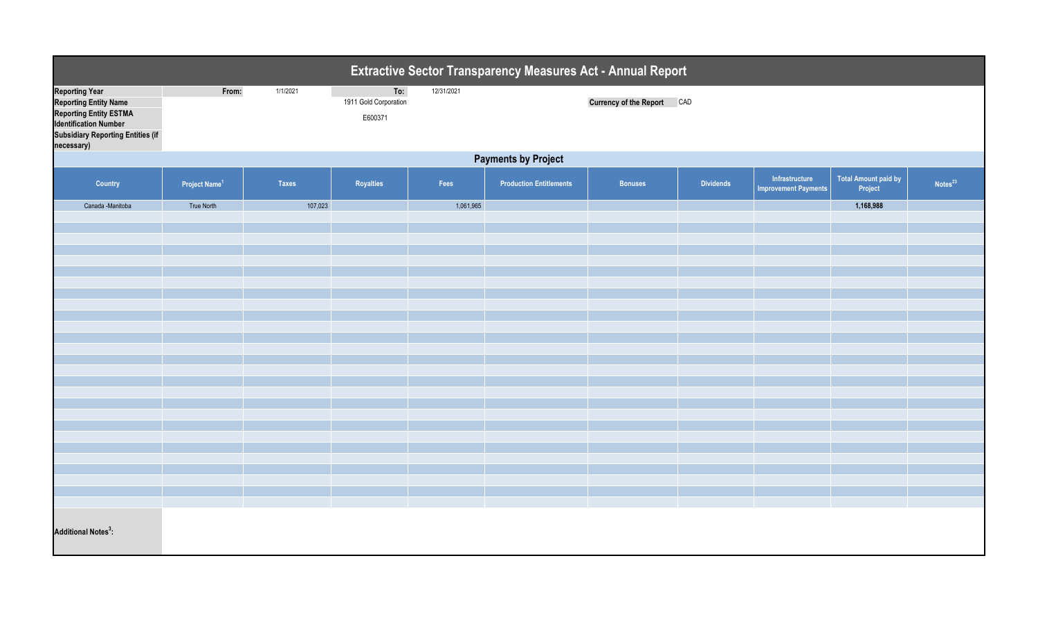# Extractive Sector Transparency Measures Act - Annual Report

| | | | | | |
|---|---|---|---|---|---|
| **Reporting Year** | **From:** | 1/1/2021 | **To:** | 12/31/2021 | |
| **Reporting Entity Name** | | | 1911 Gold Corporation | | **Currency of the Report** CAD |
| **Reporting Entity ESTMA Identification Number** | | | E600371 | | |
| **Subsidiary Reporting Entities (if necessary)** | | | | | |

## Payments by Project

| Country | Project Name[1] | Taxes | Royalties | Fees | Production Entitlements | Bonuses | Dividends | Infrastructure Improvement Payments | Total Amount paid by Project | Notes[23] |
|---|---|---|---|---|---|---|---|---|---|---|
| Canada -Manitoba | True North | 107,023 | | 1,061,965 | | | | | **1,168,988** | |

**Additional Notes[3]:**